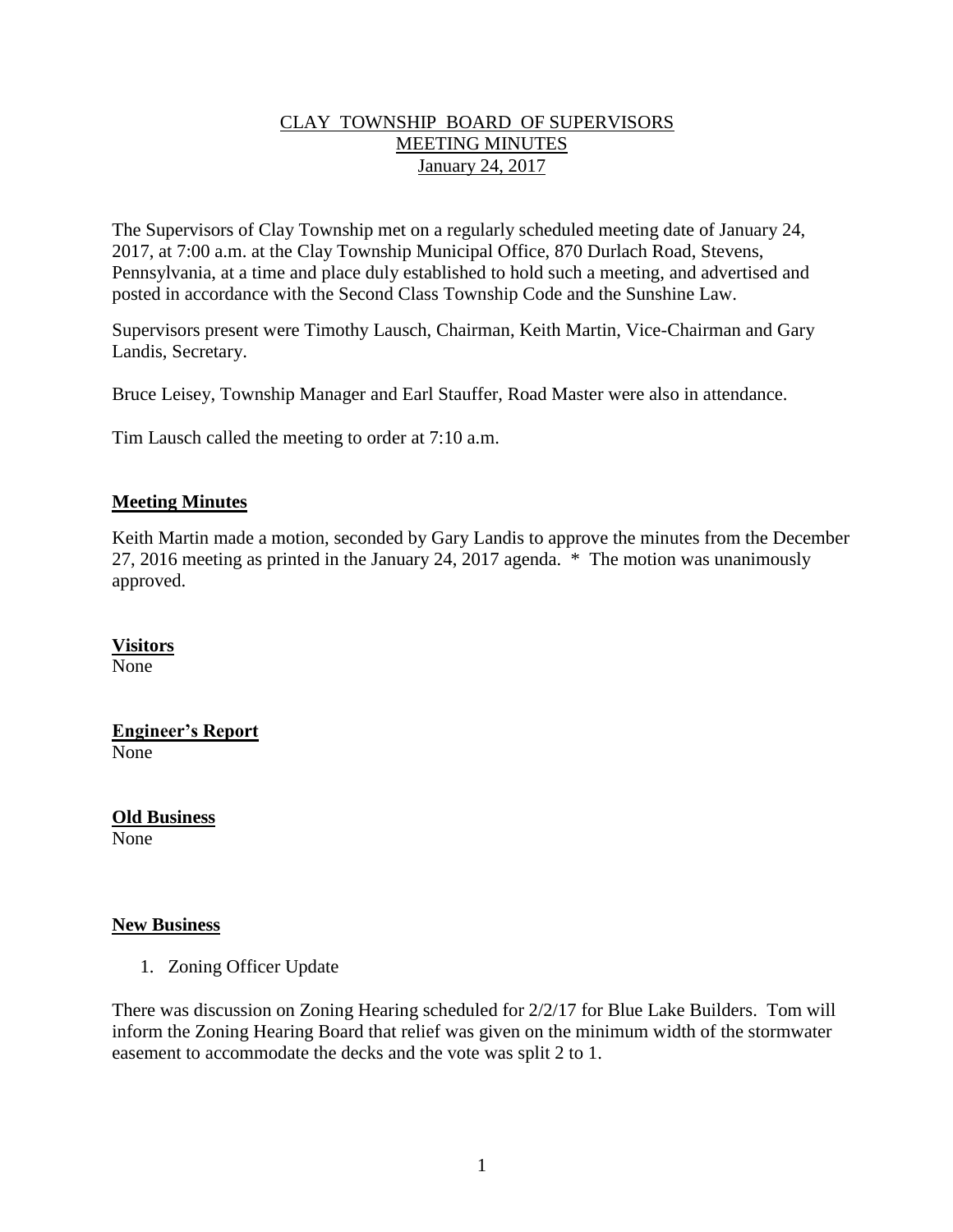# CLAY TOWNSHIP BOARD OF SUPERVISORS
# MEETING MINUTES
# January 24, 2017

The Supervisors of Clay Township met on a regularly scheduled meeting date of January 24, 2017, at 7:00 a.m. at the Clay Township Municipal Office, 870 Durlach Road, Stevens, Pennsylvania, at a time and place duly established to hold such a meeting, and advertised and posted in accordance with the Second Class Township Code and the Sunshine Law.

Supervisors present were Timothy Lausch, Chairman, Keith Martin, Vice-Chairman and Gary Landis, Secretary.

Bruce Leisey, Township Manager and Earl Stauffer, Road Master were also in attendance.

Tim Lausch called the meeting to order at 7:10 a.m.

**Meeting Minutes**

Keith Martin made a motion, seconded by Gary Landis to approve the minutes from the December 27, 2016 meeting as printed in the January 24, 2017 agenda. * The motion was unanimously approved.

**Visitors**
None

**Engineer's Report**
None

**Old Business**
None

**New Business**

1. Zoning Officer Update

There was discussion on Zoning Hearing scheduled for 2/2/17 for Blue Lake Builders. Tom will inform the Zoning Hearing Board that relief was given on the minimum width of the stormwater easement to accommodate the decks and the vote was split 2 to 1.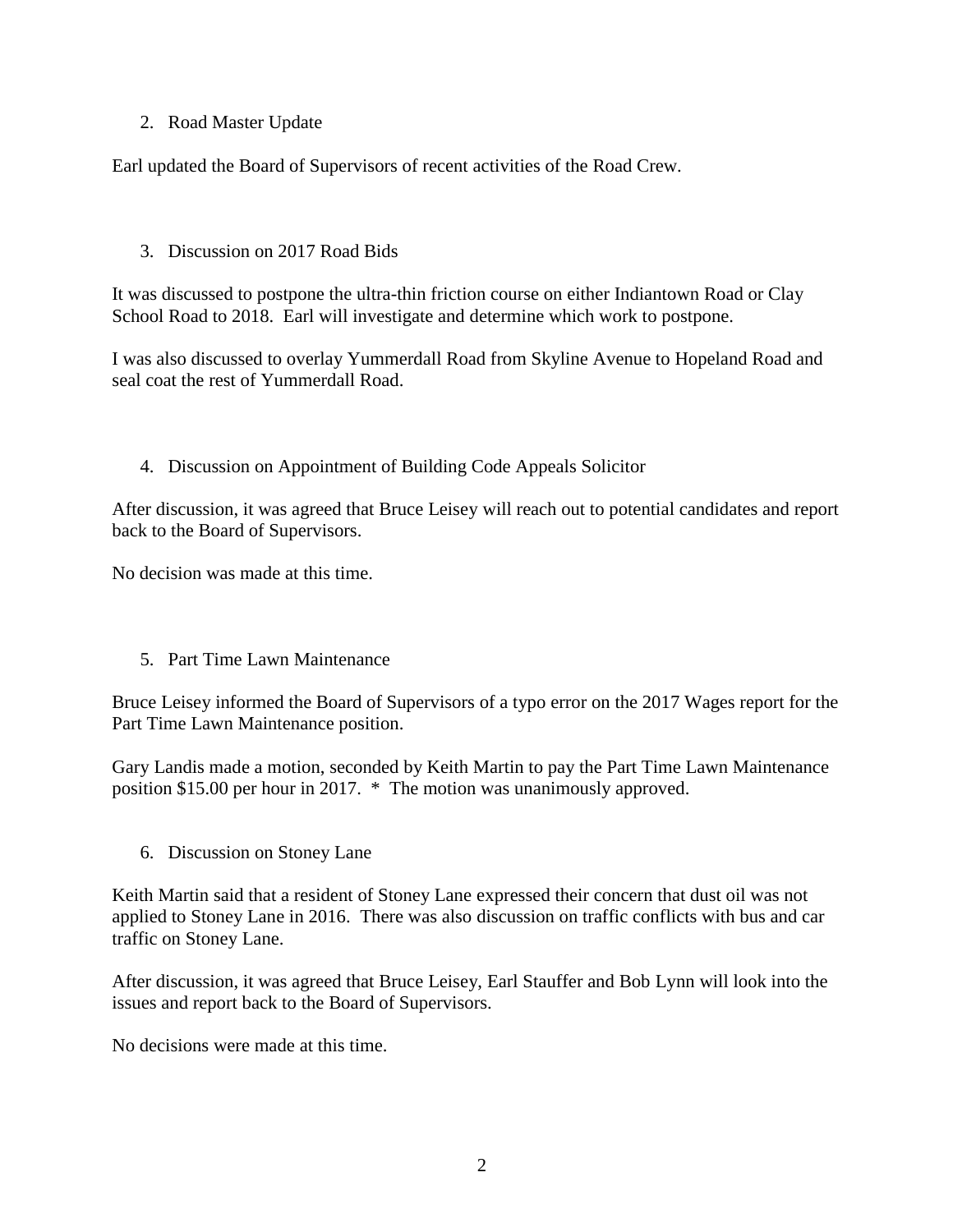2. Road Master Update

Earl updated the Board of Supervisors of recent activities of the Road Crew.

3. Discussion on 2017 Road Bids

It was discussed to postpone the ultra-thin friction course on either Indiantown Road or Clay School Road to 2018. Earl will investigate and determine which work to postpone.

I was also discussed to overlay Yummerdall Road from Skyline Avenue to Hopeland Road and seal coat the rest of Yummerdall Road.

4. Discussion on Appointment of Building Code Appeals Solicitor

After discussion, it was agreed that Bruce Leisey will reach out to potential candidates and report back to the Board of Supervisors.

No decision was made at this time.

5. Part Time Lawn Maintenance

Bruce Leisey informed the Board of Supervisors of a typo error on the 2017 Wages report for the Part Time Lawn Maintenance position.

Gary Landis made a motion, seconded by Keith Martin to pay the Part Time Lawn Maintenance position $15.00 per hour in 2017. * The motion was unanimously approved.

6. Discussion on Stoney Lane

Keith Martin said that a resident of Stoney Lane expressed their concern that dust oil was not applied to Stoney Lane in 2016. There was also discussion on traffic conflicts with bus and car traffic on Stoney Lane.

After discussion, it was agreed that Bruce Leisey, Earl Stauffer and Bob Lynn will look into the issues and report back to the Board of Supervisors.

No decisions were made at this time.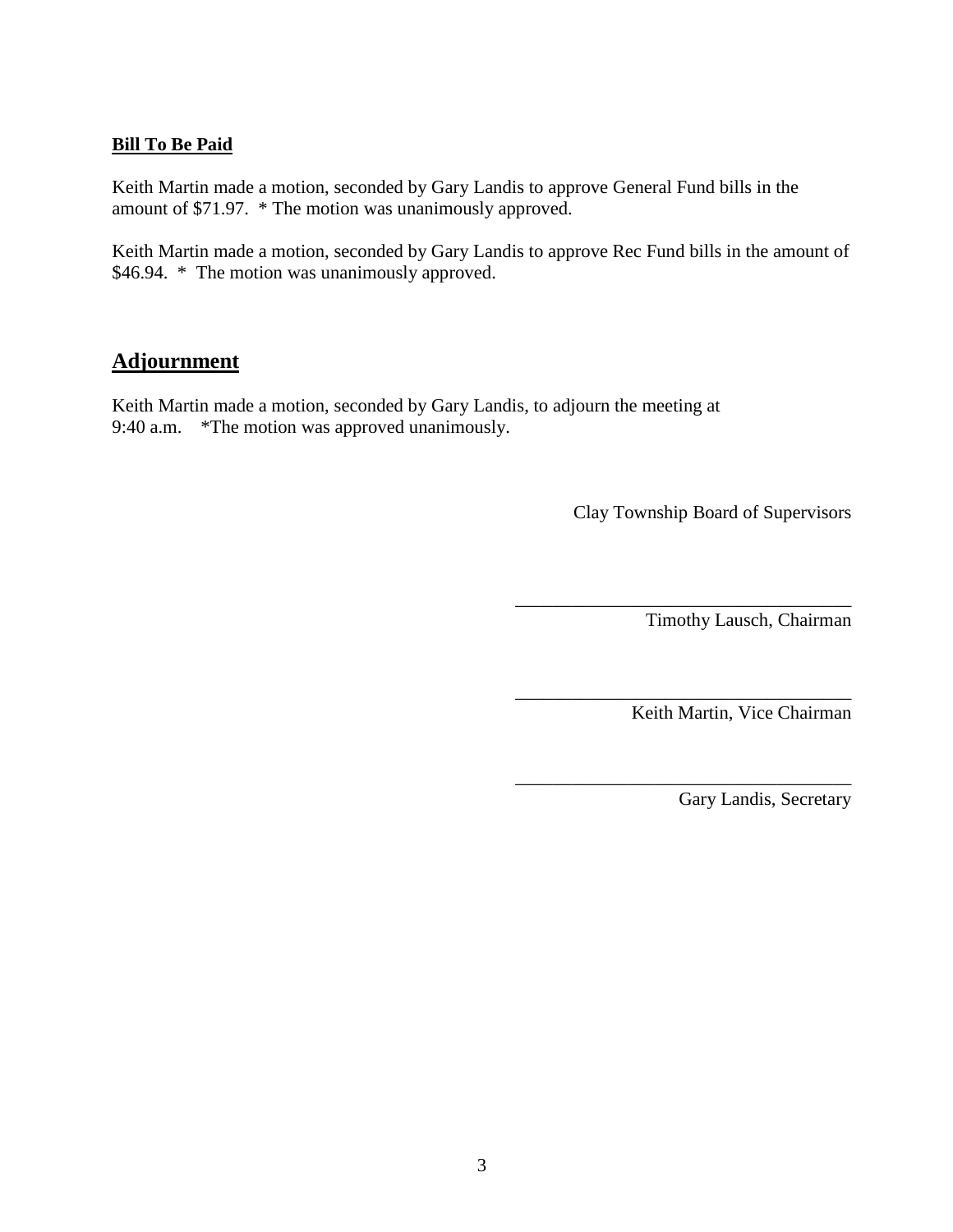**Bill To Be Paid**

Keith Martin made a motion, seconded by Gary Landis to approve General Fund bills in the amount of $71.97. * The motion was unanimously approved.

Keith Martin made a motion, seconded by Gary Landis to approve Rec Fund bills in the amount of $46.94. * The motion was unanimously approved.

## Adjournment

Keith Martin made a motion, seconded by Gary Landis, to adjourn the meeting at 9:40 a.m. *The motion was approved unanimously.

Clay Township Board of Supervisors

\_\_\_\_\_\_\_\_\_\_\_\_\_\_\_\_\_\_\_\_\_\_\_\_\_\_\_\_\_\_\_\_\_\_\_\_
Timothy Lausch, Chairman

\_\_\_\_\_\_\_\_\_\_\_\_\_\_\_\_\_\_\_\_\_\_\_\_\_\_\_\_\_\_\_\_\_\_\_\_
Keith Martin, Vice Chairman

\_\_\_\_\_\_\_\_\_\_\_\_\_\_\_\_\_\_\_\_\_\_\_\_\_\_\_\_\_\_\_\_\_\_\_\_
Gary Landis, Secretary